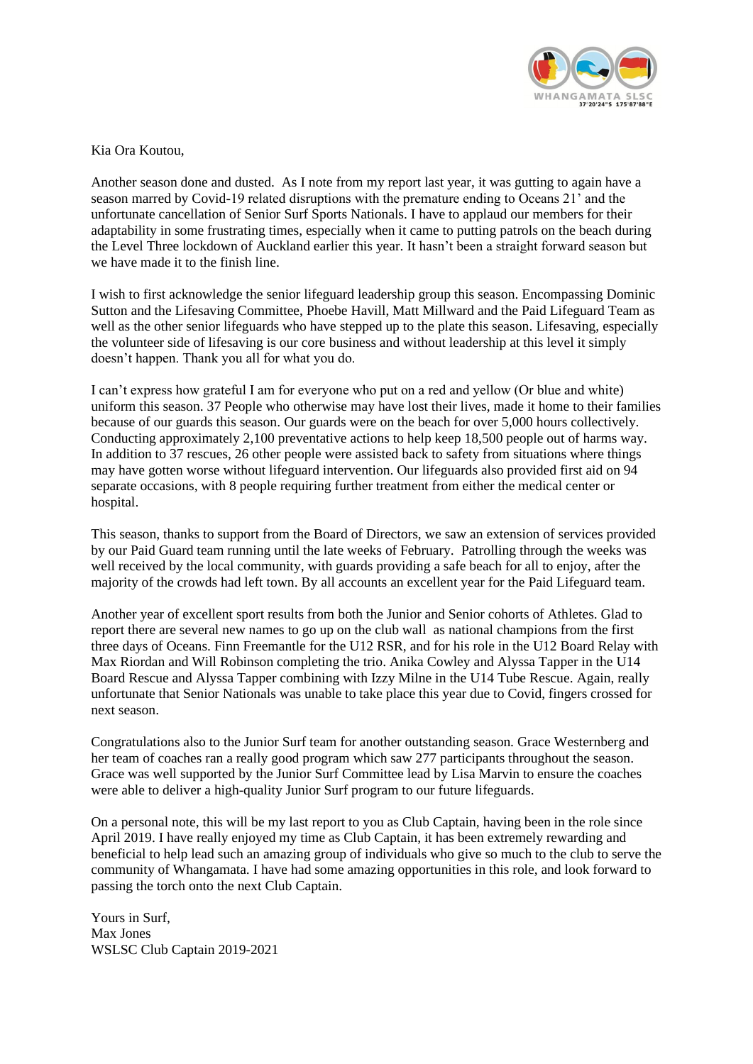Kia Ora Koutou,

Another season done and dusted. As I note from my report last year, it was gutting to again have a season marred by Covid-19 related disruptions with the premature ending to Oceans 21' and the unfortunate cancellation of Senior Surf Sports Nationals. I have to applaud our members for their adaptability in some frustrating times, especially when it came to putting patrols on the beach during the Level Three lockdown of Auckland earlier this year. It hasn't been a straight forward season but we have made it to the finish line.

I wish to first acknowledge the senior lifeguard leadership group this season. Encompassing Dominic Sutton and the Lifesaving Committee, Phoebe Havill, Matt Millward and the Paid Lifeguard Team as well as the other senior lifeguards who have stepped up to the plate this season. Lifesaving, especially the volunteer side of lifesaving is our core business and without leadership at this level it simply doesn't happen. Thank you all for what you do.

I can't express how grateful I am for everyone who put on a red and yellow (Or blue and white) uniform this season. 37 People who otherwise may have lost their lives, made it home to their families because of our guards this season. Our guards were on the beach for over 5,000 hours collectively. Conducting approximately 2,100 preventative actions to help keep 18,500 people out of harms way. In addition to 37 rescues, 26 other people were assisted back to safety from situations where things may have gotten worse without lifeguard intervention. Our lifeguards also provided first aid on 94 separate occasions, with 8 people requiring further treatment from either the medical center or hospital.

This season, thanks to support from the Board of Directors, we saw an extension of services provided by our Paid Guard team running until the late weeks of February. Patrolling through the weeks was well received by the local community, with guards providing a safe beach for all to enjoy, after the majority of the crowds had left town. By all accounts an excellent year for the Paid Lifeguard team.

Another year of excellent sport results from both the Junior and Senior cohorts of Athletes. Glad to report there are several new names to go up on the club wall as national champions from the first three days of Oceans. Finn Freemantle for the U12 RSR, and for his role in the U12 Board Relay with Max Riordan and Will Robinson completing the trio. Anika Cowley and Alyssa Tapper in the U14 Board Rescue and Alyssa Tapper combining with Izzy Milne in the U14 Tube Rescue. Again, really unfortunate that Senior Nationals was unable to take place this year due to Covid, fingers crossed for next season.

Congratulations also to the Junior Surf team for another outstanding season. Grace Westernberg and her team of coaches ran a really good program which saw 277 participants throughout the season. Grace was well supported by the Junior Surf Committee lead by Lisa Marvin to ensure the coaches were able to deliver a high-quality Junior Surf program to our future lifeguards.

On a personal note, this will be my last report to you as Club Captain, having been in the role since April 2019. I have really enjoyed my time as Club Captain, it has been extremely rewarding and beneficial to help lead such an amazing group of individuals who give so much to the club to serve the community of Whangamata. I have had some amazing opportunities in this role, and look forward to passing the torch onto the next Club Captain.

Yours in Surf,  
Max Jones  
WSLSC Club Captain 2019-2021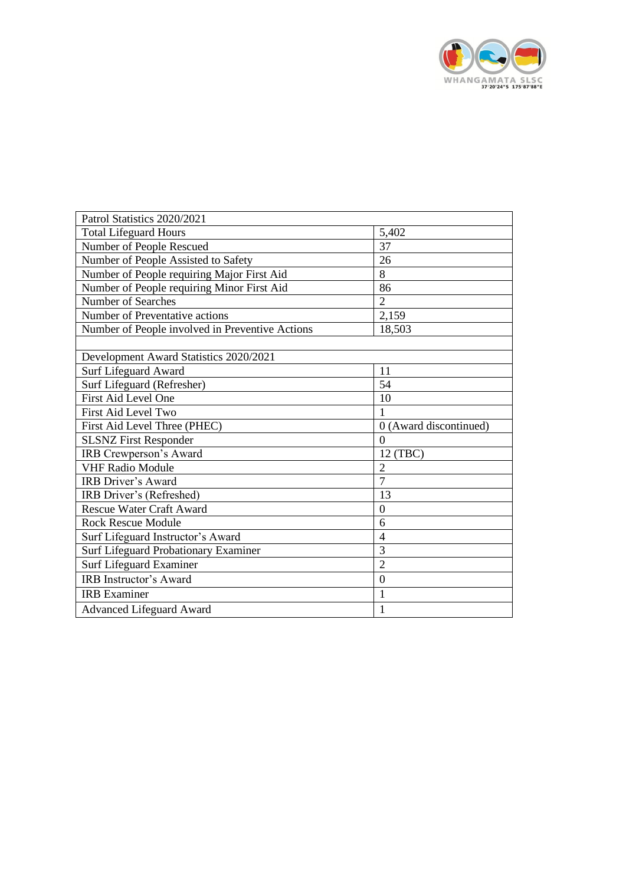| | |
|---|---|
| Patrol Statistics 2020/2021 | |
| Total Lifeguard Hours | 5,402 |
| Number of People Rescued | 37 |
| Number of People Assisted to Safety | 26 |
| Number of People requiring Major First Aid | 8 |
| Number of People requiring Minor First Aid | 86 |
| Number of Searches | 2 |
| Number of Preventative actions | 2,159 |
| Number of People involved in Preventive Actions | 18,503 |
| | |
| Development Award Statistics 2020/2021 | |
| Surf Lifeguard Award | 11 |
| Surf Lifeguard (Refresher) | 54 |
| First Aid Level One | 10 |
| First Aid Level Two | 1 |
| First Aid Level Three (PHEC) | 0 (Award discontinued) |
| SLSNZ First Responder | 0 |
| IRB Crewperson's Award | 12 (TBC) |
| VHF Radio Module | 2 |
| IRB Driver's Award | 7 |
| IRB Driver's (Refreshed) | 13 |
| Rescue Water Craft Award | 0 |
| Rock Rescue Module | 6 |
| Surf Lifeguard Instructor's Award | 4 |
| Surf Lifeguard Probationary Examiner | 3 |
| Surf Lifeguard Examiner | 2 |
| IRB Instructor's Award | 0 |
| IRB Examiner | 1 |
| Advanced Lifeguard Award | 1 |